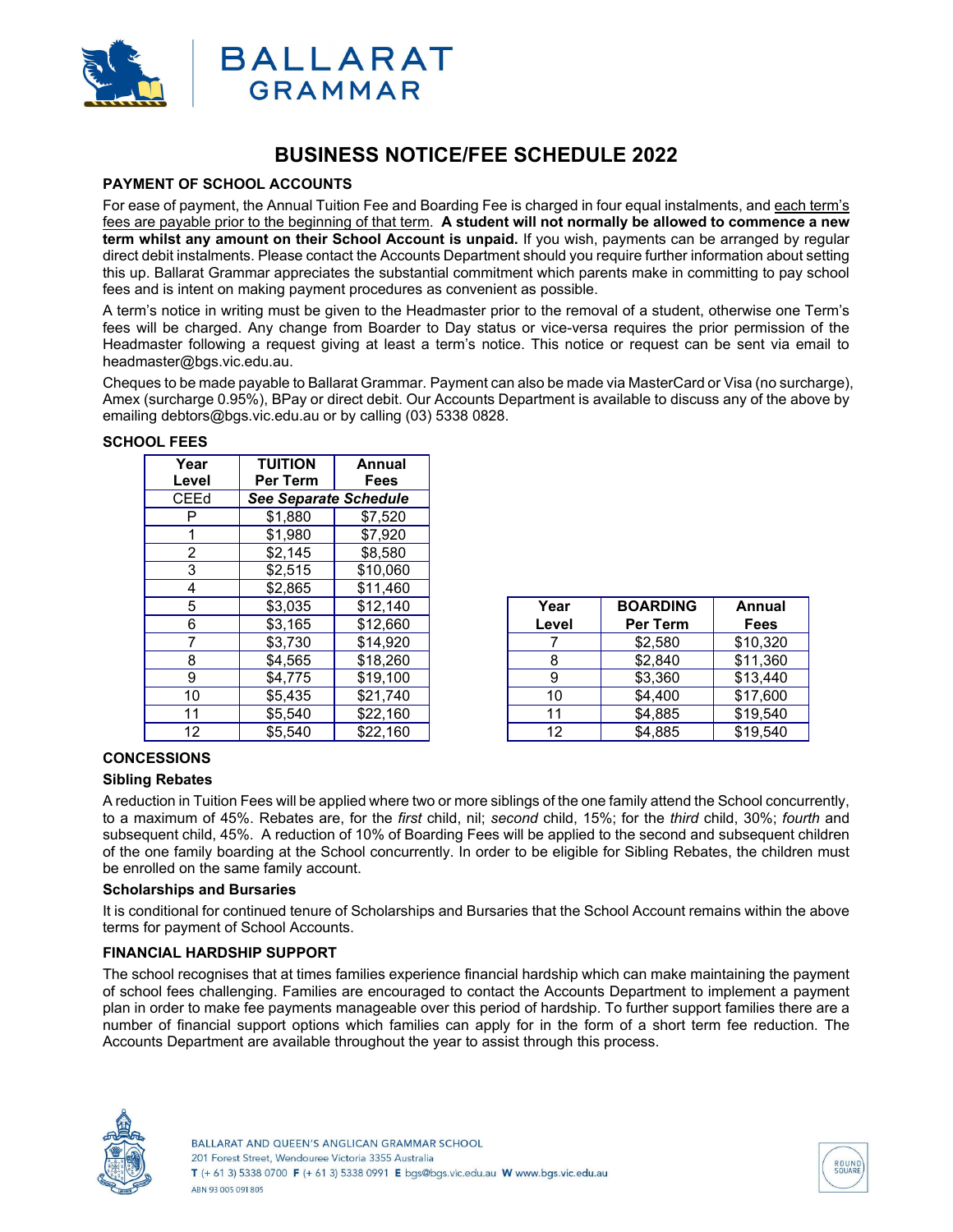# BUSINESS NOTICE/FEE SCHEDULE 2022

## PAYMENT OF SCHOOL ACCOUNTS

For ease of payment, the Annual Tuition Fee and Boarding Fee is charged in four equal instalments, and each term's fees are payable prior to the beginning of that term. **A student will not normally be allowed to commence a new term whilst any amount on their School Account is unpaid.** If you wish, payments can be arranged by regular direct debit instalments. Please contact the Accounts Department should you require further information about setting this up. Ballarat Grammar appreciates the substantial commitment which parents make in committing to pay school fees and is intent on making payment procedures as convenient as possible.

A term's notice in writing must be given to the Headmaster prior to the removal of a student, otherwise one Term's fees will be charged. Any change from Boarder to Day status or vice-versa requires the prior permission of the Headmaster following a request giving at least a term's notice. This notice or request can be sent via email to headmaster@bgs.vic.edu.au.

Cheques to be made payable to Ballarat Grammar. Payment can also be made via MasterCard or Visa (no surcharge), Amex (surcharge 0.95%), BPay or direct debit. Our Accounts Department is available to discuss any of the above by emailing debtors@bgs.vic.edu.au or by calling (03) 5338 0828.

## SCHOOL FEES

| Year Level | TUITION Per Term | Annual Fees |
|---|---|---|
| CEEd | *See Separate Schedule* | |
| P | $1,880 | $7,520 |
| 1 | $1,980 | $7,920 |
| 2 | $2,145 | $8,580 |
| 3 | $2,515 | $10,060 |
| 4 | $2,865 | $11,460 |
| 5 | $3,035 | $12,140 |
| 6 | $3,165 | $12,660 |
| 7 | $3,730 | $14,920 |
| 8 | $4,565 | $18,260 |
| 9 | $4,775 | $19,100 |
| 10 | $5,435 | $21,740 |
| 11 | $5,540 | $22,160 |
| 12 | $5,540 | $22,160 |

| Year Level | BOARDING Per Term | Annual Fees |
|---|---|---|
| 7 | $2,580 | $10,320 |
| 8 | $2,840 | $11,360 |
| 9 | $3,360 | $13,440 |
| 10 | $4,400 | $17,600 |
| 11 | $4,885 | $19,540 |
| 12 | $4,885 | $19,540 |

## CONCESSIONS

### Sibling Rebates

A reduction in Tuition Fees will be applied where two or more siblings of the one family attend the School concurrently, to a maximum of 45%. Rebates are, for the *first* child, nil; *second* child, 15%; for the *third* child, 30%; *fourth* and subsequent child, 45%. A reduction of 10% of Boarding Fees will be applied to the second and subsequent children of the one family boarding at the School concurrently. In order to be eligible for Sibling Rebates, the children must be enrolled on the same family account.

### Scholarships and Bursaries

It is conditional for continued tenure of Scholarships and Bursaries that the School Account remains within the above terms for payment of School Accounts.

## FINANCIAL HARDSHIP SUPPORT

The school recognises that at times families experience financial hardship which can make maintaining the payment of school fees challenging. Families are encouraged to contact the Accounts Department to implement a payment plan in order to make fee payments manageable over this period of hardship. To further support families there are a number of financial support options which families can apply for in the form of a short term fee reduction. The Accounts Department are available throughout the year to assist through this process.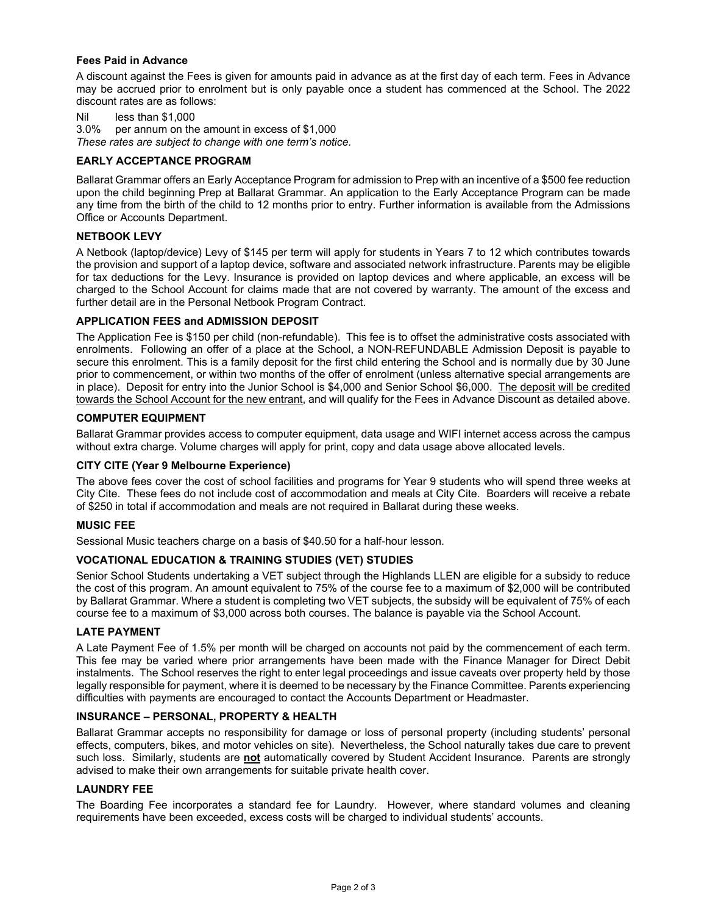**Fees Paid in Advance**

A discount against the Fees is given for amounts paid in advance as at the first day of each term. Fees in Advance may be accrued prior to enrolment but is only payable once a student has commenced at the School. The 2022 discount rates are as follows:

Nil     less than $1,000
3.0%    per annum on the amount in excess of $1,000
*These rates are subject to change with one term's notice.*

## EARLY ACCEPTANCE PROGRAM

Ballarat Grammar offers an Early Acceptance Program for admission to Prep with an incentive of a $500 fee reduction upon the child beginning Prep at Ballarat Grammar. An application to the Early Acceptance Program can be made any time from the birth of the child to 12 months prior to entry. Further information is available from the Admissions Office or Accounts Department.

## NETBOOK LEVY

A Netbook (laptop/device) Levy of $145 per term will apply for students in Years 7 to 12 which contributes towards the provision and support of a laptop device, software and associated network infrastructure. Parents may be eligible for tax deductions for the Levy. Insurance is provided on laptop devices and where applicable, an excess will be charged to the School Account for claims made that are not covered by warranty. The amount of the excess and further detail are in the Personal Netbook Program Contract.

## APPLICATION FEES and ADMISSION DEPOSIT

The Application Fee is $150 per child (non-refundable). This fee is to offset the administrative costs associated with enrolments. Following an offer of a place at the School, a NON-REFUNDABLE Admission Deposit is payable to secure this enrolment. This is a family deposit for the first child entering the School and is normally due by 30 June prior to commencement, or within two months of the offer of enrolment (unless alternative special arrangements are in place). Deposit for entry into the Junior School is $4,000 and Senior School $6,000. <u>The deposit will be credited towards the School Account for the new entrant</u>, and will qualify for the Fees in Advance Discount as detailed above.

## COMPUTER EQUIPMENT

Ballarat Grammar provides access to computer equipment, data usage and WIFI internet access across the campus without extra charge. Volume charges will apply for print, copy and data usage above allocated levels.

## CITY CITE (Year 9 Melbourne Experience)

The above fees cover the cost of school facilities and programs for Year 9 students who will spend three weeks at City Cite. These fees do not include cost of accommodation and meals at City Cite. Boarders will receive a rebate of $250 in total if accommodation and meals are not required in Ballarat during these weeks.

## MUSIC FEE

Sessional Music teachers charge on a basis of $40.50 for a half-hour lesson.

## VOCATIONAL EDUCATION & TRAINING STUDIES (VET) STUDIES

Senior School Students undertaking a VET subject through the Highlands LLEN are eligible for a subsidy to reduce the cost of this program. An amount equivalent to 75% of the course fee to a maximum of $2,000 will be contributed by Ballarat Grammar. Where a student is completing two VET subjects, the subsidy will be equivalent of 75% of each course fee to a maximum of $3,000 across both courses. The balance is payable via the School Account.

## LATE PAYMENT

A Late Payment Fee of 1.5% per month will be charged on accounts not paid by the commencement of each term. This fee may be varied where prior arrangements have been made with the Finance Manager for Direct Debit instalments. The School reserves the right to enter legal proceedings and issue caveats over property held by those legally responsible for payment, where it is deemed to be necessary by the Finance Committee. Parents experiencing difficulties with payments are encouraged to contact the Accounts Department or Headmaster.

## INSURANCE – PERSONAL, PROPERTY & HEALTH

Ballarat Grammar accepts no responsibility for damage or loss of personal property (including students' personal effects, computers, bikes, and motor vehicles on site). Nevertheless, the School naturally takes due care to prevent such loss. Similarly, students are <u>**not**</u> automatically covered by Student Accident Insurance. Parents are strongly advised to make their own arrangements for suitable private health cover.

## LAUNDRY FEE

The Boarding Fee incorporates a standard fee for Laundry. However, where standard volumes and cleaning requirements have been exceeded, excess costs will be charged to individual students' accounts.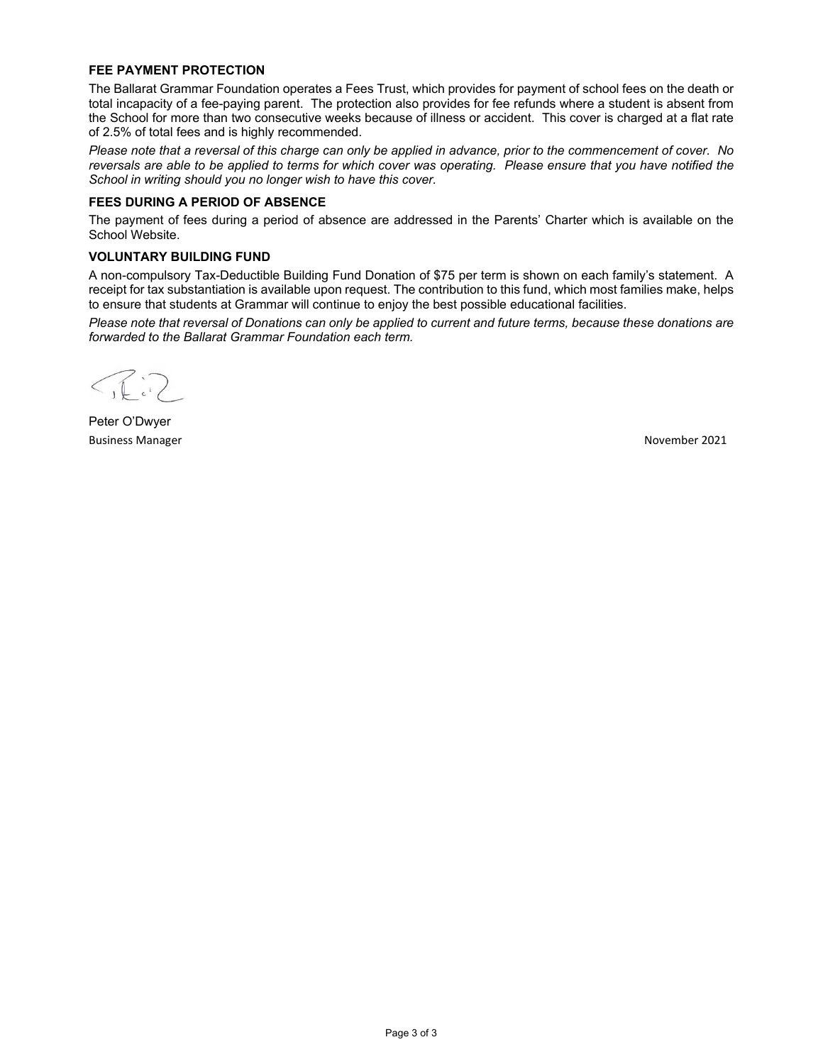**FEE PAYMENT PROTECTION**

The Ballarat Grammar Foundation operates a Fees Trust, which provides for payment of school fees on the death or total incapacity of a fee-paying parent. The protection also provides for fee refunds where a student is absent from the School for more than two consecutive weeks because of illness or accident. This cover is charged at a flat rate of 2.5% of total fees and is highly recommended.

*Please note that a reversal of this charge can only be applied in advance, prior to the commencement of cover. No reversals are able to be applied to terms for which cover was operating. Please ensure that you have notified the School in writing should you no longer wish to have this cover.*

**FEES DURING A PERIOD OF ABSENCE**

The payment of fees during a period of absence are addressed in the Parents' Charter which is available on the School Website.

**VOLUNTARY BUILDING FUND**

A non-compulsory Tax-Deductible Building Fund Donation of $75 per term is shown on each family's statement. A receipt for tax substantiation is available upon request. The contribution to this fund, which most families make, helps to ensure that students at Grammar will continue to enjoy the best possible educational facilities.

*Please note that reversal of Donations can only be applied to current and future terms, because these donations are forwarded to the Ballarat Grammar Foundation each term.*

Peter O'Dwyer
Business Manager

November 2021